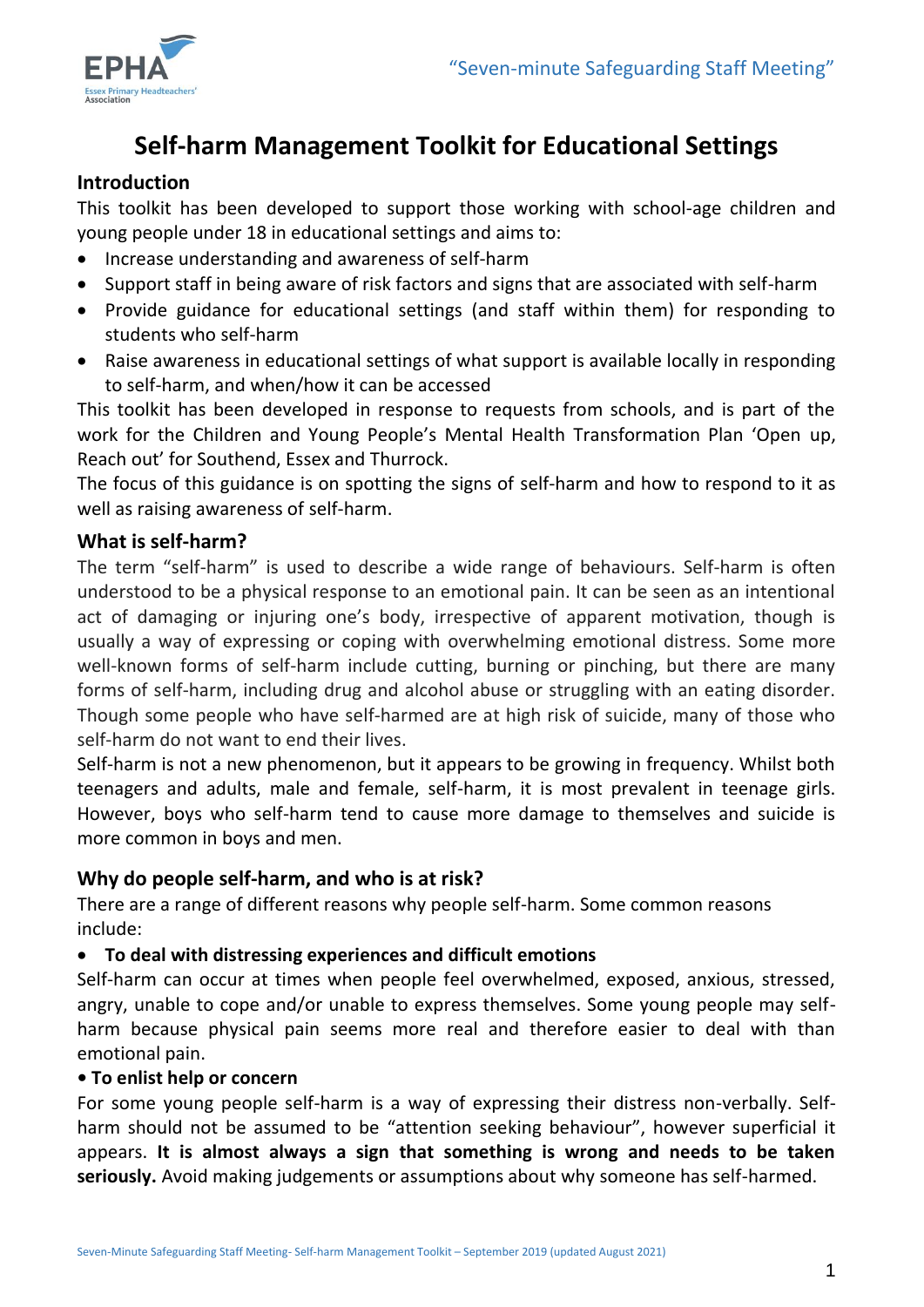# Self-harm Management Toolkit for Educational Settings

## Introduction

This toolkit has been developed to support those working with school-age children and young people under 18 in educational settings and aims to:

- Increase understanding and awareness of self-harm
- Support staff in being aware of risk factors and signs that are associated with self-harm
- Provide guidance for educational settings (and staff within them) for responding to students who self-harm
- Raise awareness in educational settings of what support is available locally in responding to self-harm, and when/how it can be accessed

This toolkit has been developed in response to requests from schools, and is part of the work for the Children and Young People's Mental Health Transformation Plan 'Open up, Reach out' for Southend, Essex and Thurrock.

The focus of this guidance is on spotting the signs of self-harm and how to respond to it as well as raising awareness of self-harm.

## What is self-harm?

The term "self-harm" is used to describe a wide range of behaviours. Self-harm is often understood to be a physical response to an emotional pain. It can be seen as an intentional act of damaging or injuring one's body, irrespective of apparent motivation, though is usually a way of expressing or coping with overwhelming emotional distress. Some more well-known forms of self-harm include cutting, burning or pinching, but there are many forms of self-harm, including drug and alcohol abuse or struggling with an eating disorder. Though some people who have self-harmed are at high risk of suicide, many of those who self-harm do not want to end their lives.

Self-harm is not a new phenomenon, but it appears to be growing in frequency. Whilst both teenagers and adults, male and female, self-harm, it is most prevalent in teenage girls. However, boys who self-harm tend to cause more damage to themselves and suicide is more common in boys and men.

## Why do people self-harm, and who is at risk?

There are a range of different reasons why people self-harm. Some common reasons include:

- **To deal with distressing experiences and difficult emotions**

Self-harm can occur at times when people feel overwhelmed, exposed, anxious, stressed, angry, unable to cope and/or unable to express themselves. Some young people may self-harm because physical pain seems more real and therefore easier to deal with than emotional pain.

- **To enlist help or concern**

For some young people self-harm is a way of expressing their distress non-verbally. Self-harm should not be assumed to be "attention seeking behaviour", however superficial it appears. **It is almost always a sign that something is wrong and needs to be taken seriously.** Avoid making judgements or assumptions about why someone has self-harmed.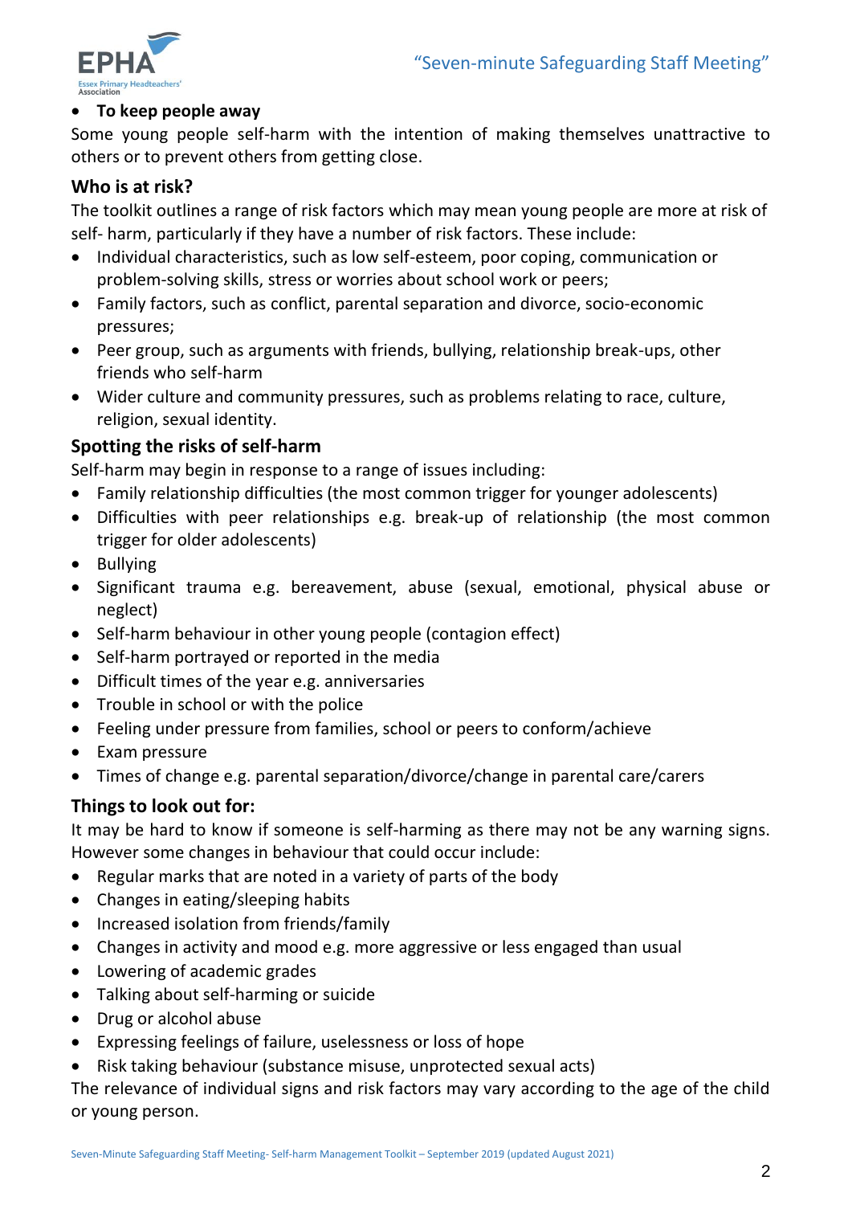- **To keep people away**

Some young people self-harm with the intention of making themselves unattractive to others or to prevent others from getting close.

## Who is at risk?

The toolkit outlines a range of risk factors which may mean young people are more at risk of self- harm, particularly if they have a number of risk factors. These include:

- Individual characteristics, such as low self-esteem, poor coping, communication or problem-solving skills, stress or worries about school work or peers;
- Family factors, such as conflict, parental separation and divorce, socio-economic pressures;
- Peer group, such as arguments with friends, bullying, relationship break-ups, other friends who self-harm
- Wider culture and community pressures, such as problems relating to race, culture, religion, sexual identity.

## Spotting the risks of self-harm

Self-harm may begin in response to a range of issues including:

- Family relationship difficulties (the most common trigger for younger adolescents)
- Difficulties with peer relationships e.g. break-up of relationship (the most common trigger for older adolescents)
- Bullying
- Significant trauma e.g. bereavement, abuse (sexual, emotional, physical abuse or neglect)
- Self-harm behaviour in other young people (contagion effect)
- Self-harm portrayed or reported in the media
- Difficult times of the year e.g. anniversaries
- Trouble in school or with the police
- Feeling under pressure from families, school or peers to conform/achieve
- Exam pressure
- Times of change e.g. parental separation/divorce/change in parental care/carers

## Things to look out for:

It may be hard to know if someone is self-harming as there may not be any warning signs. However some changes in behaviour that could occur include:

- Regular marks that are noted in a variety of parts of the body
- Changes in eating/sleeping habits
- Increased isolation from friends/family
- Changes in activity and mood e.g. more aggressive or less engaged than usual
- Lowering of academic grades
- Talking about self-harming or suicide
- Drug or alcohol abuse
- Expressing feelings of failure, uselessness or loss of hope
- Risk taking behaviour (substance misuse, unprotected sexual acts)

The relevance of individual signs and risk factors may vary according to the age of the child or young person.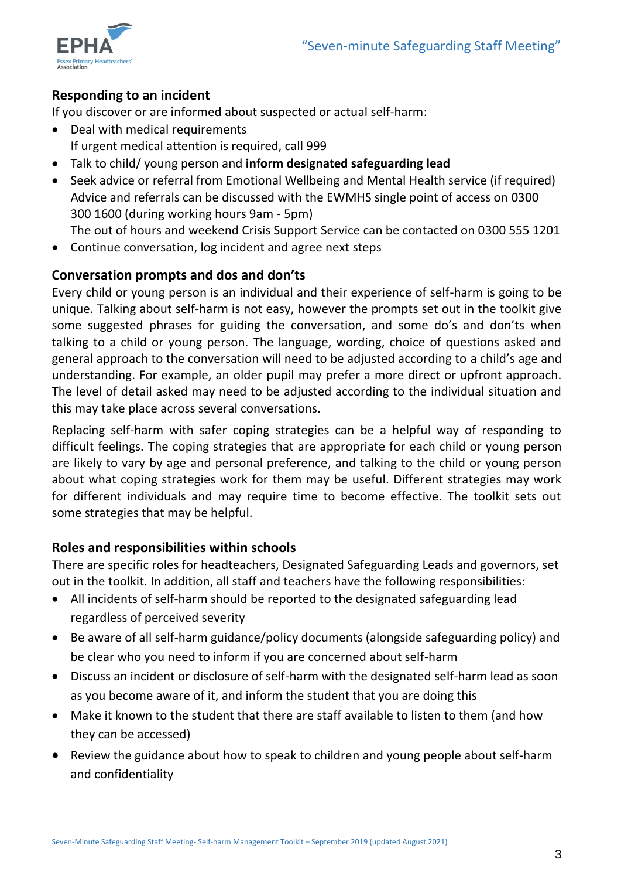## Responding to an incident

If you discover or are informed about suspected or actual self-harm:

- Deal with medical requirements
  If urgent medical attention is required, call 999
- Talk to child/ young person and **inform designated safeguarding lead**
- Seek advice or referral from Emotional Wellbeing and Mental Health service (if required)
  Advice and referrals can be discussed with the EWMHS single point of access on 0300 300 1600 (during working hours 9am - 5pm)
  The out of hours and weekend Crisis Support Service can be contacted on 0300 555 1201
- Continue conversation, log incident and agree next steps

## Conversation prompts and dos and don'ts

Every child or young person is an individual and their experience of self-harm is going to be unique. Talking about self-harm is not easy, however the prompts set out in the toolkit give some suggested phrases for guiding the conversation, and some do's and don'ts when talking to a child or young person. The language, wording, choice of questions asked and general approach to the conversation will need to be adjusted according to a child's age and understanding. For example, an older pupil may prefer a more direct or upfront approach. The level of detail asked may need to be adjusted according to the individual situation and this may take place across several conversations.

Replacing self-harm with safer coping strategies can be a helpful way of responding to difficult feelings. The coping strategies that are appropriate for each child or young person are likely to vary by age and personal preference, and talking to the child or young person about what coping strategies work for them may be useful. Different strategies may work for different individuals and may require time to become effective. The toolkit sets out some strategies that may be helpful.

## Roles and responsibilities within schools

There are specific roles for headteachers, Designated Safeguarding Leads and governors, set out in the toolkit. In addition, all staff and teachers have the following responsibilities:

- All incidents of self-harm should be reported to the designated safeguarding lead regardless of perceived severity
- Be aware of all self-harm guidance/policy documents (alongside safeguarding policy) and be clear who you need to inform if you are concerned about self-harm
- Discuss an incident or disclosure of self-harm with the designated self-harm lead as soon as you become aware of it, and inform the student that you are doing this
- Make it known to the student that there are staff available to listen to them (and how they can be accessed)
- Review the guidance about how to speak to children and young people about self-harm and confidentiality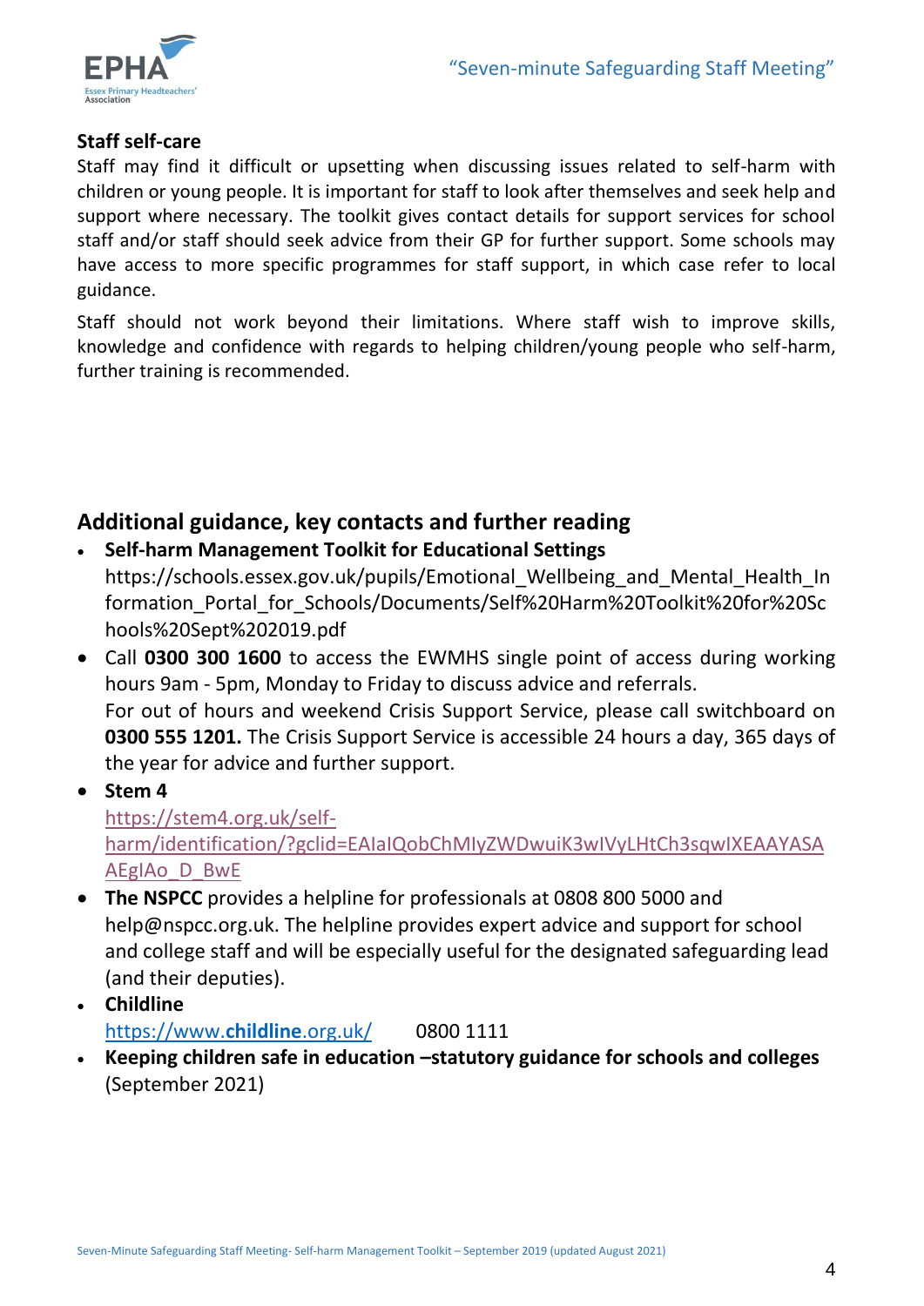### Staff self-care

Staff may find it difficult or upsetting when discussing issues related to self-harm with children or young people. It is important for staff to look after themselves and seek help and support where necessary. The toolkit gives contact details for support services for school staff and/or staff should seek advice from their GP for further support. Some schools may have access to more specific programmes for staff support, in which case refer to local guidance.

Staff should not work beyond their limitations. Where staff wish to improve skills, knowledge and confidence with regards to helping children/young people who self-harm, further training is recommended.

## Additional guidance, key contacts and further reading

- **Self-harm Management Toolkit for Educational Settings**
  https://schools.essex.gov.uk/pupils/Emotional_Wellbeing_and_Mental_Health_Information_Portal_for_Schools/Documents/Self%20Harm%20Toolkit%20for%20Schools%20Sept%202019.pdf
- Call **0300 300 1600** to access the EWMHS single point of access during working hours 9am - 5pm, Monday to Friday to discuss advice and referrals.
  For out of hours and weekend Crisis Support Service, please call switchboard on **0300 555 1201.** The Crisis Support Service is accessible 24 hours a day, 365 days of the year for advice and further support.
- **Stem 4**
  https://stem4.org.uk/self-harm/identification/?gclid=EAIaIQobChMIyZWDwuiK3wIVyLHtCh3sqwIXEAAYASAAEgIAo_D_BwE
- **The NSPCC** provides a helpline for professionals at 0808 800 5000 and help@nspcc.org.uk. The helpline provides expert advice and support for school and college staff and will be especially useful for the designated safeguarding lead (and their deputies).
- **Childline**
  https://www.childline.org.uk/ 0800 1111
- **Keeping children safe in education –statutory guidance for schools and colleges** (September 2021)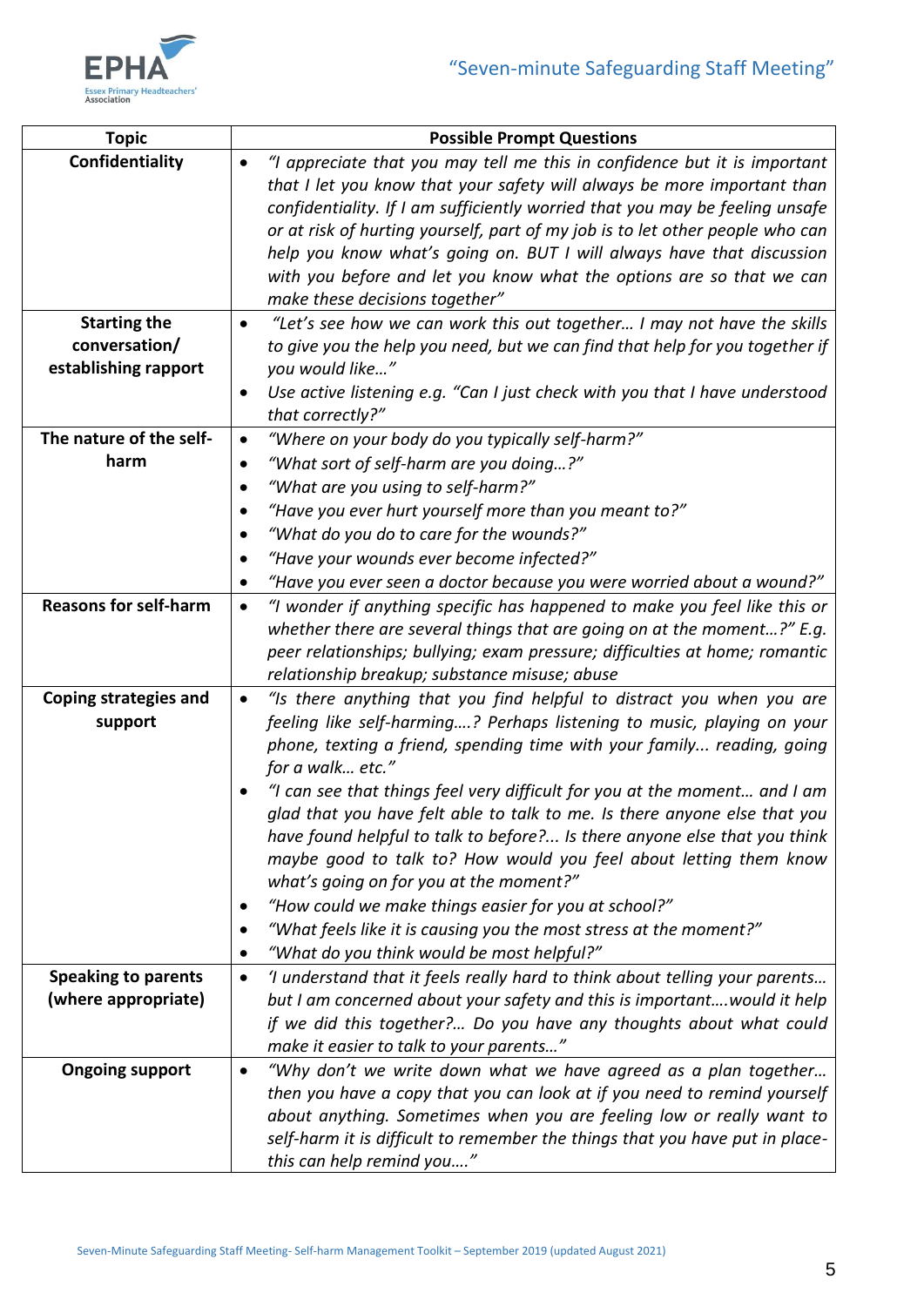| Topic | Possible Prompt Questions |
|---|---|
| **Confidentiality** | • *"I appreciate that you may tell me this in confidence but it is important that I let you know that your safety will always be more important than confidentiality. If I am sufficiently worried that you may be feeling unsafe or at risk of hurting yourself, part of my job is to let other people who can help you know what's going on. BUT I will always have that discussion with you before and let you know what the options are so that we can make these decisions together"* |
| **Starting the conversation/ establishing rapport** | • *"Let's see how we can work this out together… I may not have the skills to give you the help you need, but we can find that help for you together if you would like…"* <br> • *Use active listening e.g. "Can I just check with you that I have understood that correctly?"* |
| **The nature of the self-harm** | • *"Where on your body do you typically self-harm?"* <br> • *"What sort of self-harm are you doing…?"* <br> • *"What are you using to self-harm?"* <br> • *"Have you ever hurt yourself more than you meant to?"* <br> • *"What do you do to care for the wounds?"* <br> • *"Have your wounds ever become infected?"* <br> • *"Have you ever seen a doctor because you were worried about a wound?"* |
| **Reasons for self-harm** | • *"I wonder if anything specific has happened to make you feel like this or whether there are several things that are going on at the moment…?" E.g. peer relationships; bullying; exam pressure; difficulties at home; romantic relationship breakup; substance misuse; abuse* |
| **Coping strategies and support** | • *"Is there anything that you find helpful to distract you when you are feeling like self-harming….? Perhaps listening to music, playing on your phone, texting a friend, spending time with your family... reading, going for a walk… etc."* <br> • *"I can see that things feel very difficult for you at the moment… and I am glad that you have felt able to talk to me. Is there anyone else that you have found helpful to talk to before?... Is there anyone else that you think maybe good to talk to? How would you feel about letting them know what's going on for you at the moment?"* <br> • *"How could we make things easier for you at school?"* <br> • *"What feels like it is causing you the most stress at the moment?"* <br> • *"What do you think would be most helpful?"* |
| **Speaking to parents (where appropriate)** | • *'I understand that it feels really hard to think about telling your parents… but I am concerned about your safety and this is important….would it help if we did this together?… Do you have any thoughts about what could make it easier to talk to your parents…"* |
| **Ongoing support** | • *"Why don't we write down what we have agreed as a plan together… then you have a copy that you can look at if you need to remind yourself about anything. Sometimes when you are feeling low or really want to self-harm it is difficult to remember the things that you have put in place- this can help remind you…."* |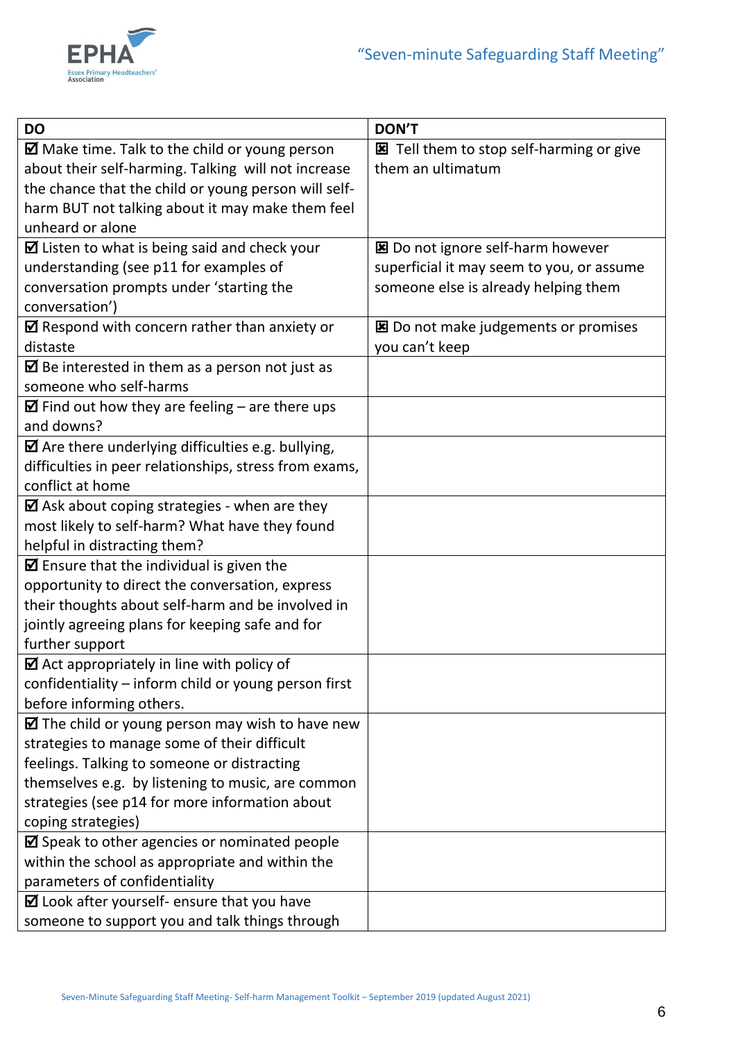| DO | DON'T |
|---|---|
| ☑ Make time. Talk to the child or young person about their self-harming. Talking will not increase the chance that the child or young person will self-harm BUT not talking about it may make them feel unheard or alone | ☒ Tell them to stop self-harming or give them an ultimatum |
| ☑ Listen to what is being said and check your understanding (see p11 for examples of conversation prompts under 'starting the conversation') | ☒ Do not ignore self-harm however superficial it may seem to you, or assume someone else is already helping them |
| ☑ Respond with concern rather than anxiety or distaste | ☒ Do not make judgements or promises you can't keep |
| ☑ Be interested in them as a person not just as someone who self-harms | |
| ☑ Find out how they are feeling – are there ups and downs? | |
| ☑ Are there underlying difficulties e.g. bullying, difficulties in peer relationships, stress from exams, conflict at home | |
| ☑ Ask about coping strategies - when are they most likely to self-harm? What have they found helpful in distracting them? | |
| ☑ Ensure that the individual is given the opportunity to direct the conversation, express their thoughts about self-harm and be involved in jointly agreeing plans for keeping safe and for further support | |
| ☑ Act appropriately in line with policy of confidentiality – inform child or young person first before informing others. | |
| ☑ The child or young person may wish to have new strategies to manage some of their difficult feelings. Talking to someone or distracting themselves e.g. by listening to music, are common strategies (see p14 for more information about coping strategies) | |
| ☑ Speak to other agencies or nominated people within the school as appropriate and within the parameters of confidentiality | |
| ☑ Look after yourself- ensure that you have someone to support you and talk things through | |